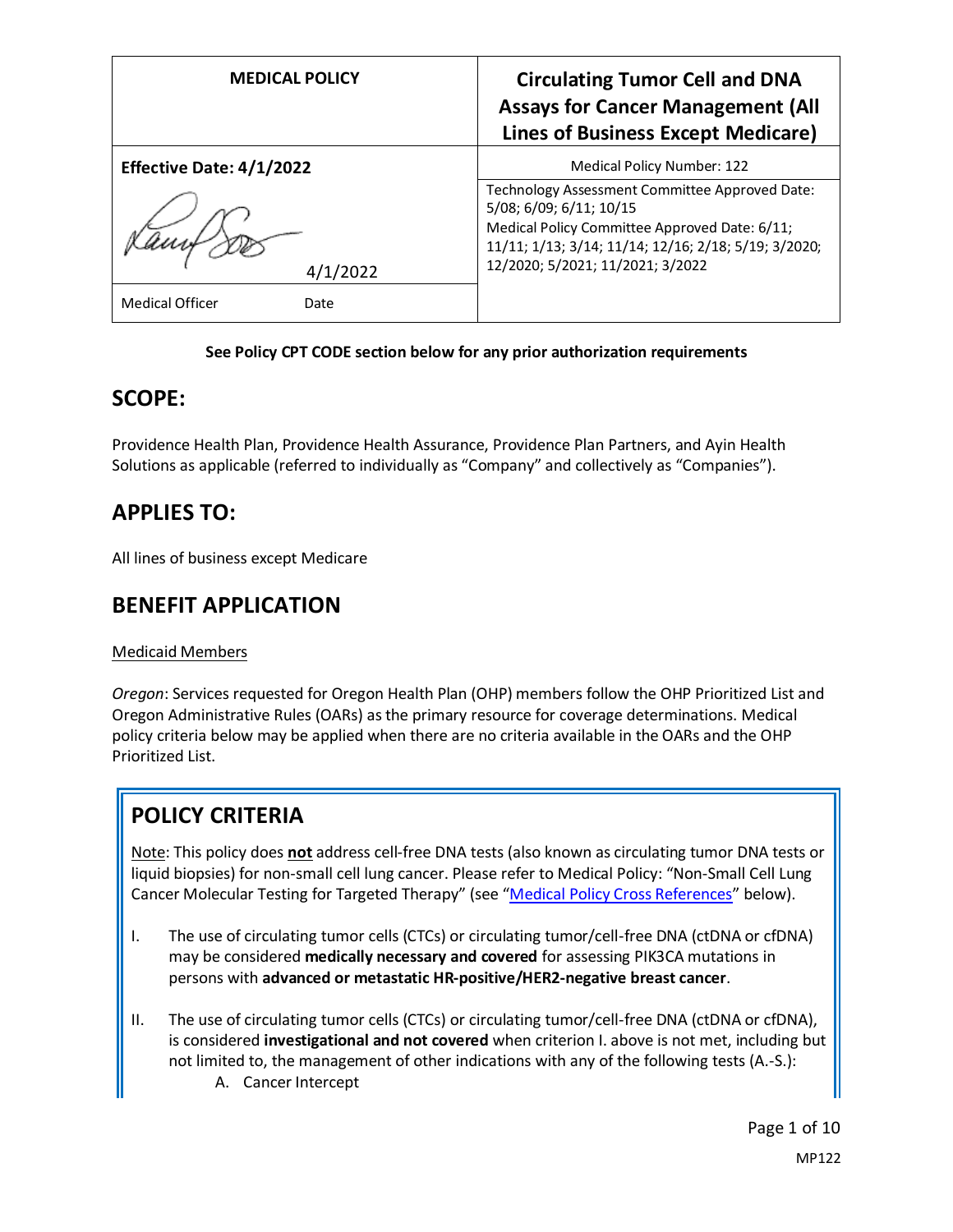| MEDICAL POLICY | Circulating Tumor Cell and DNA Assays for Cancer Management (All Lines of Business Except Medicare) |
|---|---|
| **Effective Date: 4/1/2022** | Medical Policy Number: 122 |
| 4/1/2022<br>Medical Officer Date | Technology Assessment Committee Approved Date: 5/08; 6/09; 6/11; 10/15<br>Medical Policy Committee Approved Date: 6/11; 11/11; 1/13; 3/14; 11/14; 12/16; 2/18; 5/19; 3/2020; 12/2020; 5/2021; 11/2021; 3/2022 |

**See Policy CPT CODE section below for any prior authorization requirements**

## SCOPE:

Providence Health Plan, Providence Health Assurance, Providence Plan Partners, and Ayin Health Solutions as applicable (referred to individually as "Company" and collectively as "Companies").

## APPLIES TO:

All lines of business except Medicare

## BENEFIT APPLICATION

Medicaid Members

*Oregon*: Services requested for Oregon Health Plan (OHP) members follow the OHP Prioritized List and Oregon Administrative Rules (OARs) as the primary resource for coverage determinations. Medical policy criteria below may be applied when there are no criteria available in the OARs and the OHP Prioritized List.

## POLICY CRITERIA

Note: This policy does **not** address cell-free DNA tests (also known as circulating tumor DNA tests or liquid biopsies) for non-small cell lung cancer. Please refer to Medical Policy: "Non-Small Cell Lung Cancer Molecular Testing for Targeted Therapy" (see "Medical Policy Cross References" below).

I. The use of circulating tumor cells (CTCs) or circulating tumor/cell-free DNA (ctDNA or cfDNA) may be considered **medically necessary and covered** for assessing PIK3CA mutations in persons with **advanced or metastatic HR-positive/HER2-negative breast cancer**.

II. The use of circulating tumor cells (CTCs) or circulating tumor/cell-free DNA (ctDNA or cfDNA), is considered **investigational and not covered** when criterion I. above is not met, including but not limited to, the management of other indications with any of the following tests (A.-S.):
   A. Cancer Intercept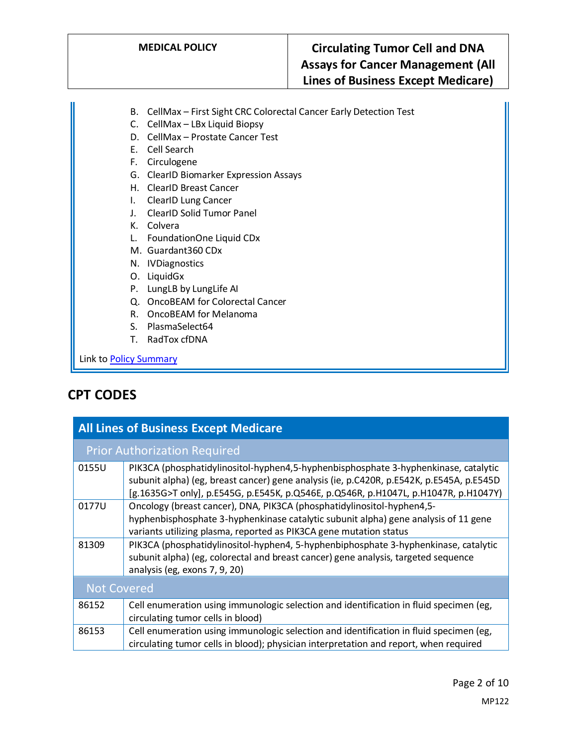B. CellMax – First Sight CRC Colorectal Cancer Early Detection Test
C. CellMax – LBx Liquid Biopsy
D. CellMax – Prostate Cancer Test
E. Cell Search
F. Circulogene
G. ClearID Biomarker Expression Assays
H. ClearID Breast Cancer
I. ClearID Lung Cancer
J. ClearID Solid Tumor Panel
K. Colvera
L. FoundationOne Liquid CDx
M. Guardant360 CDx
N. IVDiagnostics
O. LiquidGx
P. LungLB by LungLife AI
Q. OncoBEAM for Colorectal Cancer
R. OncoBEAM for Melanoma
S. PlasmaSelect64
T. RadTox cfDNA

Link to Policy Summary

## CPT CODES

| All Lines of Business Except Medicare | |
|---|---|
| **Prior Authorization Required** | |
| 0155U | PIK3CA (phosphatidylinositol-hyphen4,5-hyphenbisphosphate 3-hyphenkinase, catalytic subunit alpha) (eg, breast cancer) gene analysis (ie, p.C420R, p.E542K, p.E545A, p.E545D [g.1635G>T only], p.E545G, p.E545K, p.Q546E, p.Q546R, p.H1047L, p.H1047R, p.H1047Y) |
| 0177U | Oncology (breast cancer), DNA, PIK3CA (phosphatidylinositol-hyphen4,5-hyphenbisphosphate 3-hyphenkinase catalytic subunit alpha) gene analysis of 11 gene variants utilizing plasma, reported as PIK3CA gene mutation status |
| 81309 | PIK3CA (phosphatidylinositol-hyphen4, 5-hyphenbiphosphate 3-hyphenkinase, catalytic subunit alpha) (eg, colorectal and breast cancer) gene analysis, targeted sequence analysis (eg, exons 7, 9, 20) |
| **Not Covered** | |
| 86152 | Cell enumeration using immunologic selection and identification in fluid specimen (eg, circulating tumor cells in blood) |
| 86153 | Cell enumeration using immunologic selection and identification in fluid specimen (eg, circulating tumor cells in blood); physician interpretation and report, when required |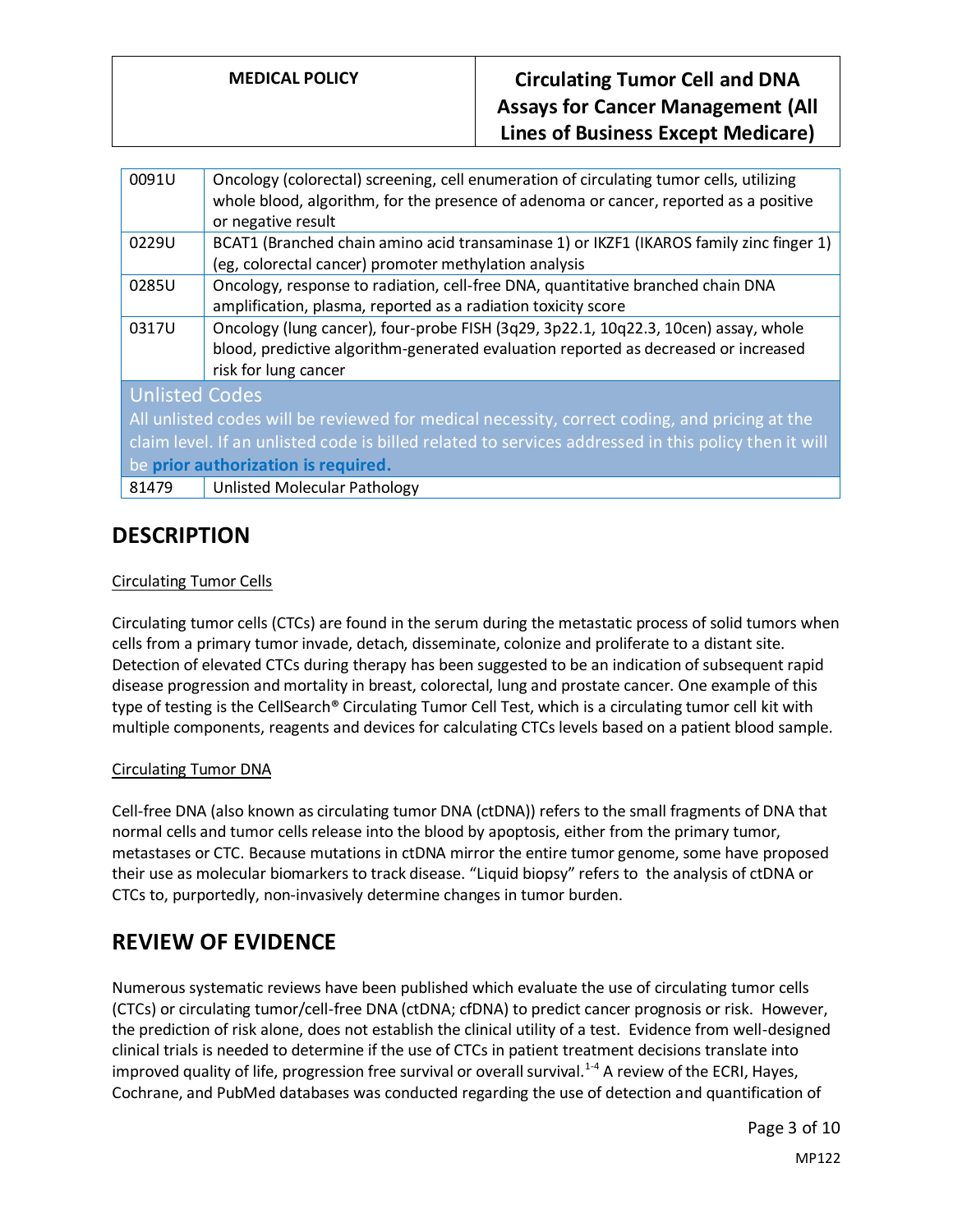| | |
|---|---|
| 0091U | Oncology (colorectal) screening, cell enumeration of circulating tumor cells, utilizing whole blood, algorithm, for the presence of adenoma or cancer, reported as a positive or negative result |
| 0229U | BCAT1 (Branched chain amino acid transaminase 1) or IKZF1 (IKAROS family zinc finger 1) (eg, colorectal cancer) promoter methylation analysis |
| 0285U | Oncology, response to radiation, cell-free DNA, quantitative branched chain DNA amplification, plasma, reported as a radiation toxicity score |
| 0317U | Oncology (lung cancer), four-probe FISH (3q29, 3p22.1, 10q22.3, 10cen) assay, whole blood, predictive algorithm-generated evaluation reported as decreased or increased risk for lung cancer |
| **Unlisted Codes** All unlisted codes will be reviewed for medical necessity, correct coding, and pricing at the claim level. If an unlisted code is billed related to services addressed in this policy then it will be **prior authorization is required.** | |
| 81479 | Unlisted Molecular Pathology |

## DESCRIPTION

Circulating Tumor Cells

Circulating tumor cells (CTCs) are found in the serum during the metastatic process of solid tumors when cells from a primary tumor invade, detach, disseminate, colonize and proliferate to a distant site. Detection of elevated CTCs during therapy has been suggested to be an indication of subsequent rapid disease progression and mortality in breast, colorectal, lung and prostate cancer. One example of this type of testing is the CellSearch® Circulating Tumor Cell Test, which is a circulating tumor cell kit with multiple components, reagents and devices for calculating CTCs levels based on a patient blood sample.

Circulating Tumor DNA

Cell-free DNA (also known as circulating tumor DNA (ctDNA)) refers to the small fragments of DNA that normal cells and tumor cells release into the blood by apoptosis, either from the primary tumor, metastases or CTC. Because mutations in ctDNA mirror the entire tumor genome, some have proposed their use as molecular biomarkers to track disease. "Liquid biopsy" refers to the analysis of ctDNA or CTCs to, purportedly, non-invasively determine changes in tumor burden.

## REVIEW OF EVIDENCE

Numerous systematic reviews have been published which evaluate the use of circulating tumor cells (CTCs) or circulating tumor/cell-free DNA (ctDNA; cfDNA) to predict cancer prognosis or risk. However, the prediction of risk alone, does not establish the clinical utility of a test. Evidence from well-designed clinical trials is needed to determine if the use of CTCs in patient treatment decisions translate into improved quality of life, progression free survival or overall survival.[1-4] A review of the ECRI, Hayes, Cochrane, and PubMed databases was conducted regarding the use of detection and quantification of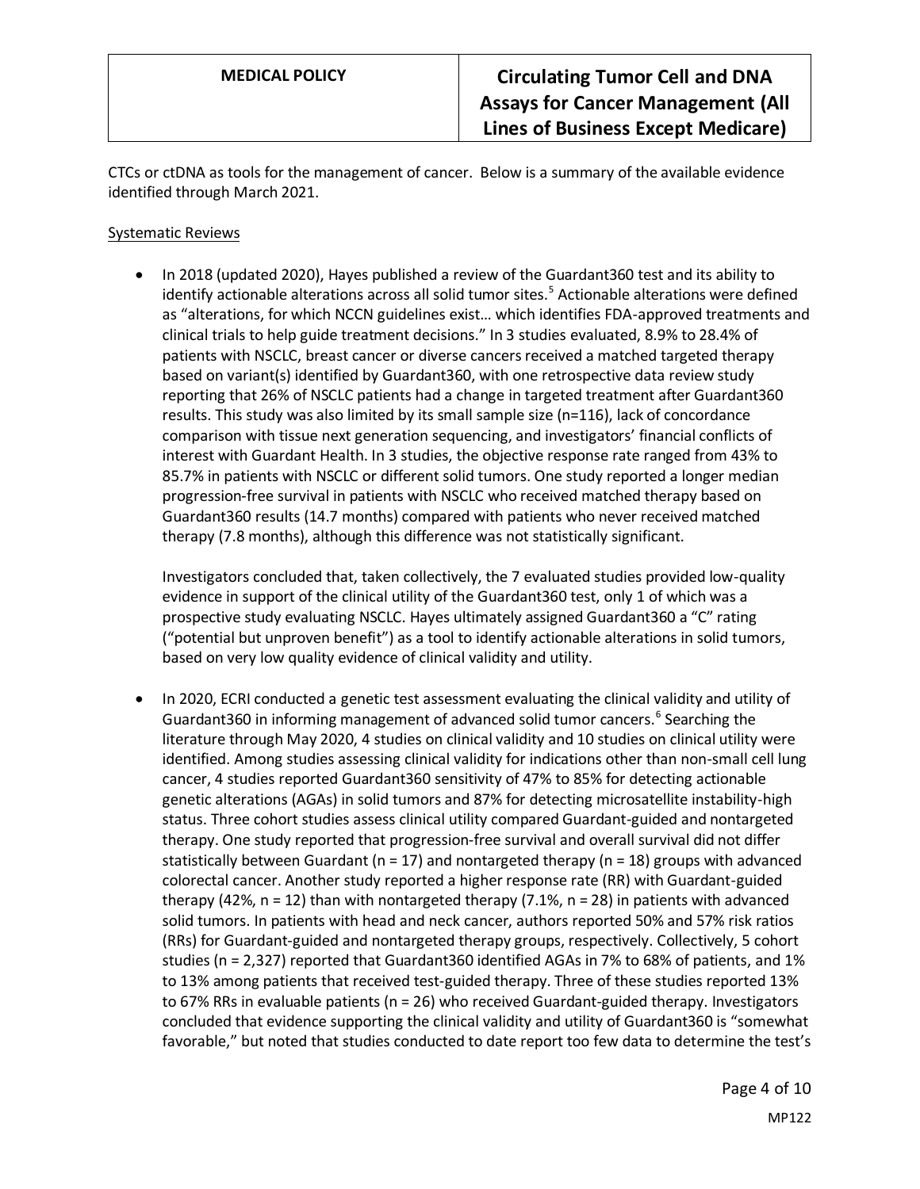CTCs or ctDNA as tools for the management of cancer. Below is a summary of the available evidence identified through March 2021.

Systematic Reviews

- In 2018 (updated 2020), Hayes published a review of the Guardant360 test and its ability to identify actionable alterations across all solid tumor sites.[5] Actionable alterations were defined as "alterations, for which NCCN guidelines exist… which identifies FDA-approved treatments and clinical trials to help guide treatment decisions." In 3 studies evaluated, 8.9% to 28.4% of patients with NSCLC, breast cancer or diverse cancers received a matched targeted therapy based on variant(s) identified by Guardant360, with one retrospective data review study reporting that 26% of NSCLC patients had a change in targeted treatment after Guardant360 results. This study was also limited by its small sample size (n=116), lack of concordance comparison with tissue next generation sequencing, and investigators' financial conflicts of interest with Guardant Health. In 3 studies, the objective response rate ranged from 43% to 85.7% in patients with NSCLC or different solid tumors. One study reported a longer median progression-free survival in patients with NSCLC who received matched therapy based on Guardant360 results (14.7 months) compared with patients who never received matched therapy (7.8 months), although this difference was not statistically significant.

  Investigators concluded that, taken collectively, the 7 evaluated studies provided low-quality evidence in support of the clinical utility of the Guardant360 test, only 1 of which was a prospective study evaluating NSCLC. Hayes ultimately assigned Guardant360 a "C" rating ("potential but unproven benefit") as a tool to identify actionable alterations in solid tumors, based on very low quality evidence of clinical validity and utility.

- In 2020, ECRI conducted a genetic test assessment evaluating the clinical validity and utility of Guardant360 in informing management of advanced solid tumor cancers.[6] Searching the literature through May 2020, 4 studies on clinical validity and 10 studies on clinical utility were identified. Among studies assessing clinical validity for indications other than non-small cell lung cancer, 4 studies reported Guardant360 sensitivity of 47% to 85% for detecting actionable genetic alterations (AGAs) in solid tumors and 87% for detecting microsatellite instability-high status. Three cohort studies assess clinical utility compared Guardant-guided and nontargeted therapy. One study reported that progression-free survival and overall survival did not differ statistically between Guardant (n = 17) and nontargeted therapy (n = 18) groups with advanced colorectal cancer. Another study reported a higher response rate (RR) with Guardant-guided therapy (42%, n = 12) than with nontargeted therapy (7.1%, n = 28) in patients with advanced solid tumors. In patients with head and neck cancer, authors reported 50% and 57% risk ratios (RRs) for Guardant-guided and nontargeted therapy groups, respectively. Collectively, 5 cohort studies (n = 2,327) reported that Guardant360 identified AGAs in 7% to 68% of patients, and 1% to 13% among patients that received test-guided therapy. Three of these studies reported 13% to 67% RRs in evaluable patients (n = 26) who received Guardant-guided therapy. Investigators concluded that evidence supporting the clinical validity and utility of Guardant360 is "somewhat favorable," but noted that studies conducted to date report too few data to determine the test's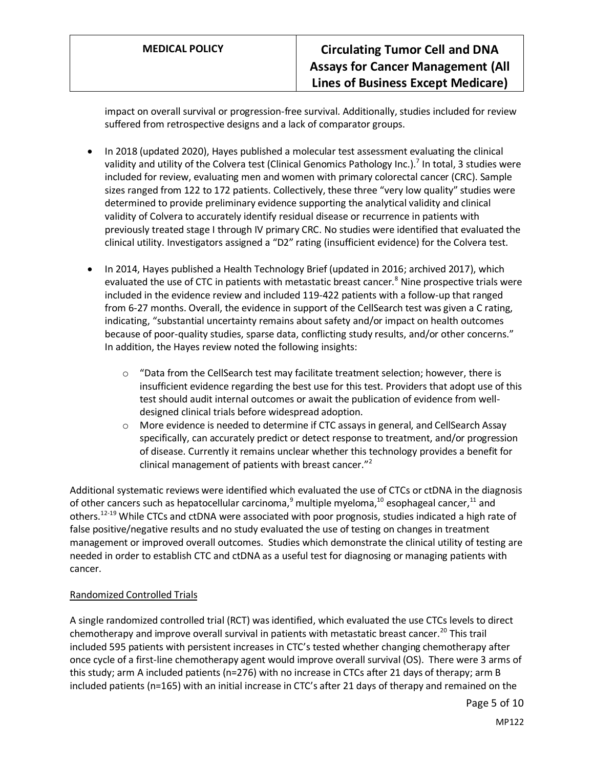impact on overall survival or progression-free survival. Additionally, studies included for review suffered from retrospective designs and a lack of comparator groups.

- In 2018 (updated 2020), Hayes published a molecular test assessment evaluating the clinical validity and utility of the Colvera test (Clinical Genomics Pathology Inc.).[7] In total, 3 studies were included for review, evaluating men and women with primary colorectal cancer (CRC). Sample sizes ranged from 122 to 172 patients. Collectively, these three "very low quality" studies were determined to provide preliminary evidence supporting the analytical validity and clinical validity of Colvera to accurately identify residual disease or recurrence in patients with previously treated stage I through IV primary CRC. No studies were identified that evaluated the clinical utility. Investigators assigned a "D2" rating (insufficient evidence) for the Colvera test.
- In 2014, Hayes published a Health Technology Brief (updated in 2016; archived 2017), which evaluated the use of CTC in patients with metastatic breast cancer.[8] Nine prospective trials were included in the evidence review and included 119-422 patients with a follow-up that ranged from 6-27 months. Overall, the evidence in support of the CellSearch test was given a C rating, indicating, "substantial uncertainty remains about safety and/or impact on health outcomes because of poor-quality studies, sparse data, conflicting study results, and/or other concerns." In addition, the Hayes review noted the following insights:
  - "Data from the CellSearch test may facilitate treatment selection; however, there is insufficient evidence regarding the best use for this test. Providers that adopt use of this test should audit internal outcomes or await the publication of evidence from well-designed clinical trials before widespread adoption.
  - More evidence is needed to determine if CTC assays in general, and CellSearch Assay specifically, can accurately predict or detect response to treatment, and/or progression of disease. Currently it remains unclear whether this technology provides a benefit for clinical management of patients with breast cancer."[2]

Additional systematic reviews were identified which evaluated the use of CTCs or ctDNA in the diagnosis of other cancers such as hepatocellular carcinoma,[9] multiple myeloma,[10] esophageal cancer,[11] and others.[12-19] While CTCs and ctDNA were associated with poor prognosis, studies indicated a high rate of false positive/negative results and no study evaluated the use of testing on changes in treatment management or improved overall outcomes. Studies which demonstrate the clinical utility of testing are needed in order to establish CTC and ctDNA as a useful test for diagnosing or managing patients with cancer.

<u>Randomized Controlled Trials</u>

A single randomized controlled trial (RCT) was identified, which evaluated the use CTCs levels to direct chemotherapy and improve overall survival in patients with metastatic breast cancer.[20] This trail included 595 patients with persistent increases in CTC's tested whether changing chemotherapy after once cycle of a first-line chemotherapy agent would improve overall survival (OS). There were 3 arms of this study; arm A included patients (n=276) with no increase in CTCs after 21 days of therapy; arm B included patients (n=165) with an initial increase in CTC's after 21 days of therapy and remained on the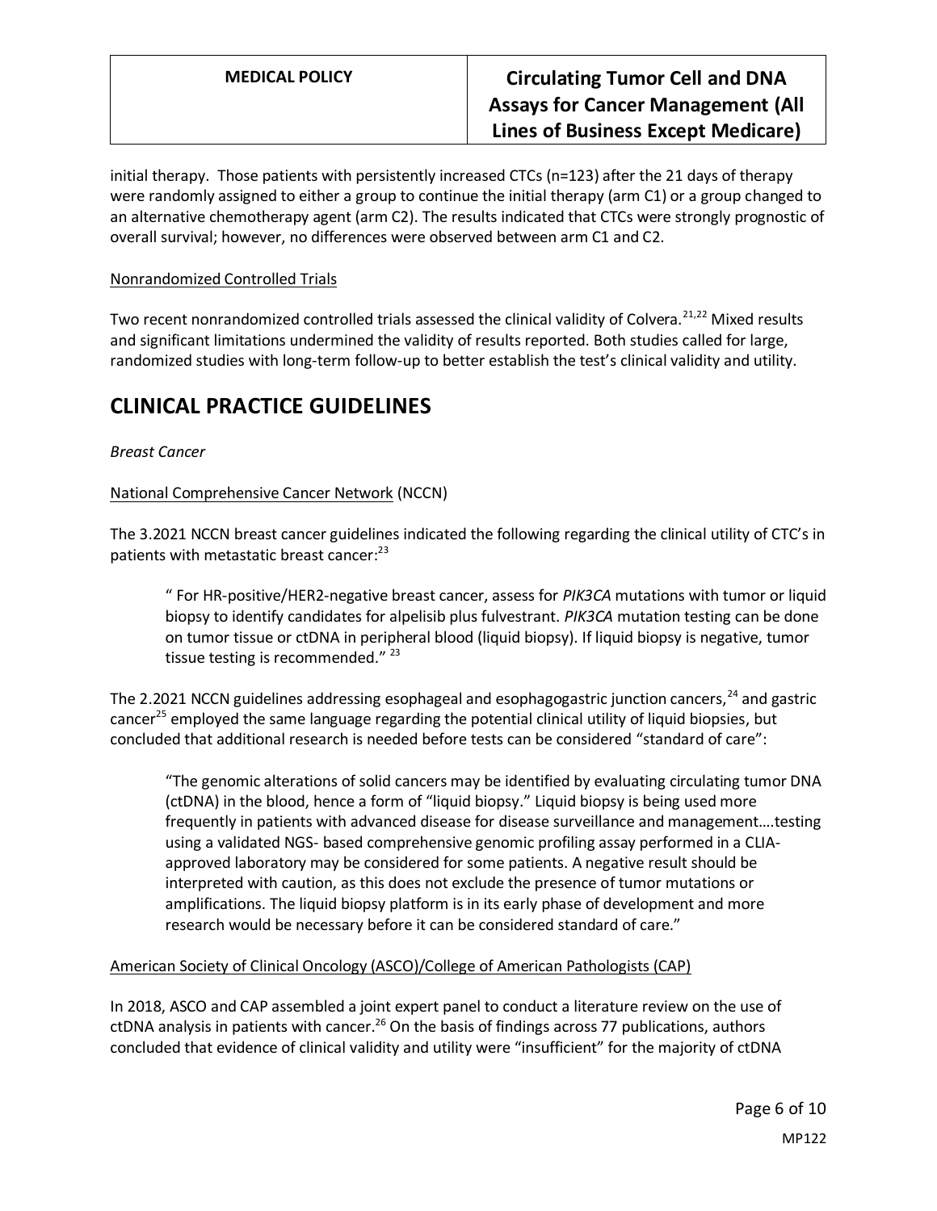initial therapy. Those patients with persistently increased CTCs (n=123) after the 21 days of therapy were randomly assigned to either a group to continue the initial therapy (arm C1) or a group changed to an alternative chemotherapy agent (arm C2). The results indicated that CTCs were strongly prognostic of overall survival; however, no differences were observed between arm C1 and C2.

Nonrandomized Controlled Trials

Two recent nonrandomized controlled trials assessed the clinical validity of Colvera.[21,22] Mixed results and significant limitations undermined the validity of results reported. Both studies called for large, randomized studies with long-term follow-up to better establish the test's clinical validity and utility.

# CLINICAL PRACTICE GUIDELINES

*Breast Cancer*

National Comprehensive Cancer Network (NCCN)

The 3.2021 NCCN breast cancer guidelines indicated the following regarding the clinical utility of CTC's in patients with metastatic breast cancer:[23]

> " For HR-positive/HER2-negative breast cancer, assess for *PIK3CA* mutations with tumor or liquid biopsy to identify candidates for alpelisib plus fulvestrant. *PIK3CA* mutation testing can be done on tumor tissue or ctDNA in peripheral blood (liquid biopsy). If liquid biopsy is negative, tumor tissue testing is recommended." [23]

The 2.2021 NCCN guidelines addressing esophageal and esophagogastric junction cancers,[24] and gastric cancer[25] employed the same language regarding the potential clinical utility of liquid biopsies, but concluded that additional research is needed before tests can be considered "standard of care":

> "The genomic alterations of solid cancers may be identified by evaluating circulating tumor DNA (ctDNA) in the blood, hence a form of "liquid biopsy." Liquid biopsy is being used more frequently in patients with advanced disease for disease surveillance and management….testing using a validated NGS- based comprehensive genomic profiling assay performed in a CLIA-approved laboratory may be considered for some patients. A negative result should be interpreted with caution, as this does not exclude the presence of tumor mutations or amplifications. The liquid biopsy platform is in its early phase of development and more research would be necessary before it can be considered standard of care."

American Society of Clinical Oncology (ASCO)/College of American Pathologists (CAP)

In 2018, ASCO and CAP assembled a joint expert panel to conduct a literature review on the use of ctDNA analysis in patients with cancer.[26] On the basis of findings across 77 publications, authors concluded that evidence of clinical validity and utility were "insufficient" for the majority of ctDNA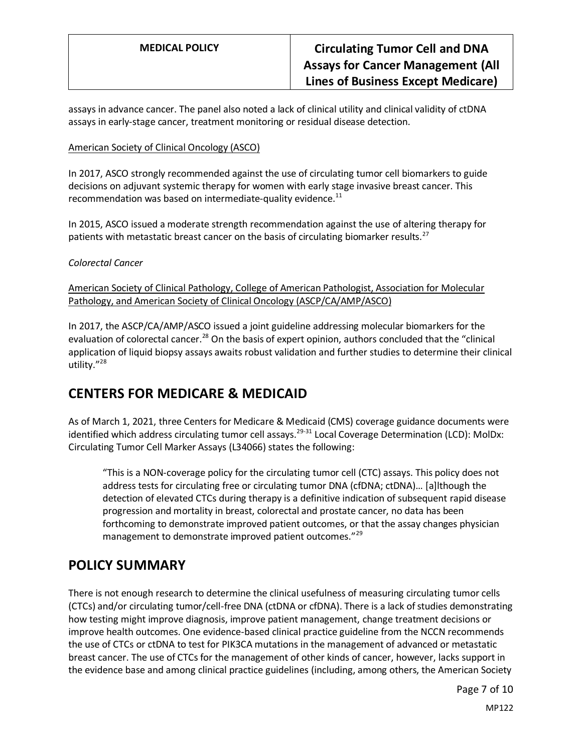assays in advance cancer. The panel also noted a lack of clinical utility and clinical validity of ctDNA assays in early-stage cancer, treatment monitoring or residual disease detection.

American Society of Clinical Oncology (ASCO)

In 2017, ASCO strongly recommended against the use of circulating tumor cell biomarkers to guide decisions on adjuvant systemic therapy for women with early stage invasive breast cancer. This recommendation was based on intermediate-quality evidence.[11]

In 2015, ASCO issued a moderate strength recommendation against the use of altering therapy for patients with metastatic breast cancer on the basis of circulating biomarker results.[27]

*Colorectal Cancer*

American Society of Clinical Pathology, College of American Pathologist, Association for Molecular Pathology, and American Society of Clinical Oncology (ASCP/CA/AMP/ASCO)

In 2017, the ASCP/CA/AMP/ASCO issued a joint guideline addressing molecular biomarkers for the evaluation of colorectal cancer.[28] On the basis of expert opinion, authors concluded that the "clinical application of liquid biopsy assays awaits robust validation and further studies to determine their clinical utility."[28]

## CENTERS FOR MEDICARE & MEDICAID

As of March 1, 2021, three Centers for Medicare & Medicaid (CMS) coverage guidance documents were identified which address circulating tumor cell assays.[29-31] Local Coverage Determination (LCD): MolDx: Circulating Tumor Cell Marker Assays (L34066) states the following:

> "This is a NON-coverage policy for the circulating tumor cell (CTC) assays. This policy does not address tests for circulating free or circulating tumor DNA (cfDNA; ctDNA)… [a]lthough the detection of elevated CTCs during therapy is a definitive indication of subsequent rapid disease progression and mortality in breast, colorectal and prostate cancer, no data has been forthcoming to demonstrate improved patient outcomes, or that the assay changes physician management to demonstrate improved patient outcomes."[29]

## POLICY SUMMARY

There is not enough research to determine the clinical usefulness of measuring circulating tumor cells (CTCs) and/or circulating tumor/cell-free DNA (ctDNA or cfDNA). There is a lack of studies demonstrating how testing might improve diagnosis, improve patient management, change treatment decisions or improve health outcomes. One evidence-based clinical practice guideline from the NCCN recommends the use of CTCs or ctDNA to test for PIK3CA mutations in the management of advanced or metastatic breast cancer. The use of CTCs for the management of other kinds of cancer, however, lacks support in the evidence base and among clinical practice guidelines (including, among others, the American Society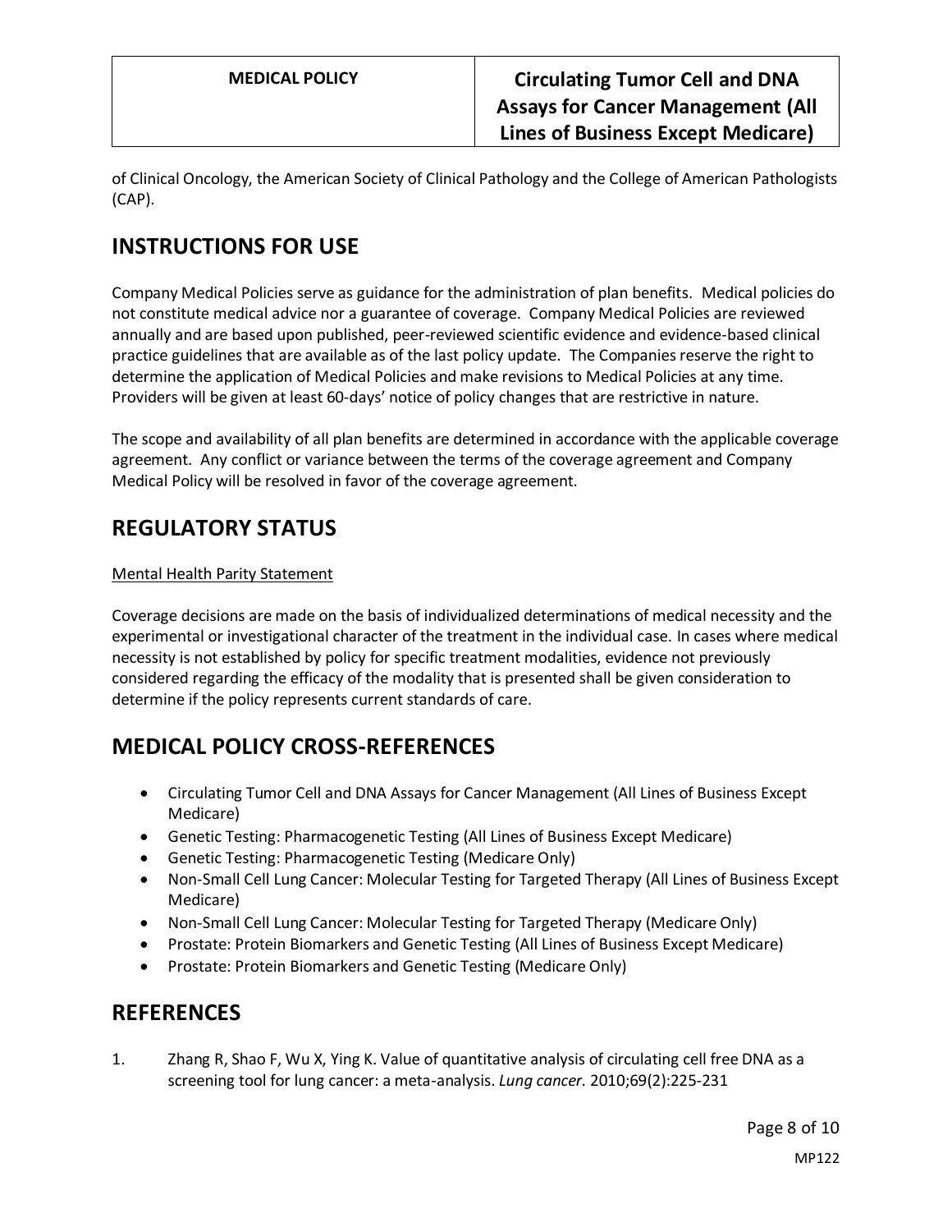of Clinical Oncology, the American Society of Clinical Pathology and the College of American Pathologists (CAP).

## INSTRUCTIONS FOR USE

Company Medical Policies serve as guidance for the administration of plan benefits. Medical policies do not constitute medical advice nor a guarantee of coverage. Company Medical Policies are reviewed annually and are based upon published, peer-reviewed scientific evidence and evidence-based clinical practice guidelines that are available as of the last policy update. The Companies reserve the right to determine the application of Medical Policies and make revisions to Medical Policies at any time. Providers will be given at least 60-days' notice of policy changes that are restrictive in nature.

The scope and availability of all plan benefits are determined in accordance with the applicable coverage agreement. Any conflict or variance between the terms of the coverage agreement and Company Medical Policy will be resolved in favor of the coverage agreement.

## REGULATORY STATUS

Mental Health Parity Statement

Coverage decisions are made on the basis of individualized determinations of medical necessity and the experimental or investigational character of the treatment in the individual case. In cases where medical necessity is not established by policy for specific treatment modalities, evidence not previously considered regarding the efficacy of the modality that is presented shall be given consideration to determine if the policy represents current standards of care.

## MEDICAL POLICY CROSS-REFERENCES

- Circulating Tumor Cell and DNA Assays for Cancer Management (All Lines of Business Except Medicare)
- Genetic Testing: Pharmacogenetic Testing (All Lines of Business Except Medicare)
- Genetic Testing: Pharmacogenetic Testing (Medicare Only)
- Non-Small Cell Lung Cancer: Molecular Testing for Targeted Therapy (All Lines of Business Except Medicare)
- Non-Small Cell Lung Cancer: Molecular Testing for Targeted Therapy (Medicare Only)
- Prostate: Protein Biomarkers and Genetic Testing (All Lines of Business Except Medicare)
- Prostate: Protein Biomarkers and Genetic Testing (Medicare Only)

## REFERENCES

1. Zhang R, Shao F, Wu X, Ying K. Value of quantitative analysis of circulating cell free DNA as a screening tool for lung cancer: a meta-analysis. *Lung cancer.* 2010;69(2):225-231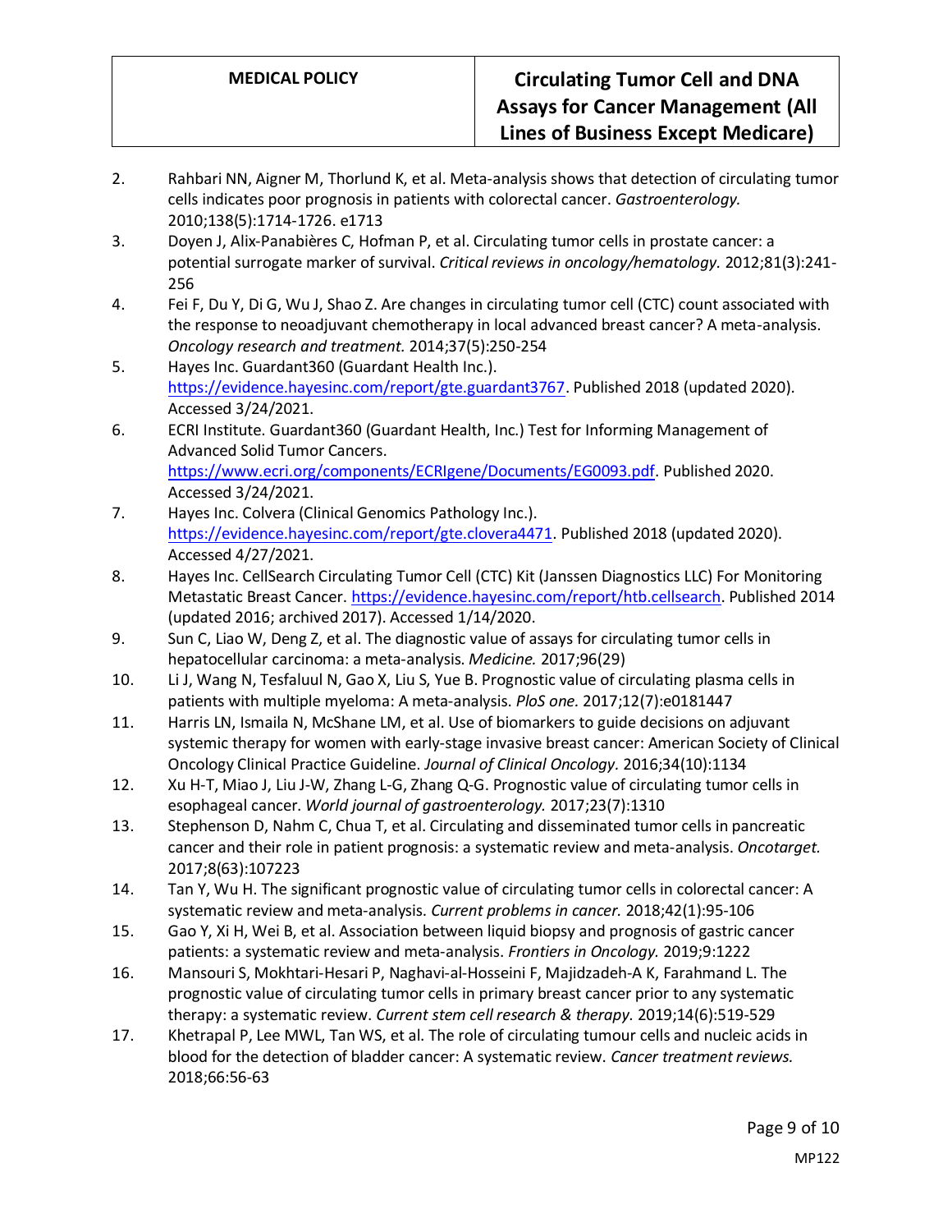2. Rahbari NN, Aigner M, Thorlund K, et al. Meta-analysis shows that detection of circulating tumor cells indicates poor prognosis in patients with colorectal cancer. *Gastroenterology.* 2010;138(5):1714-1726. e1713
3. Doyen J, Alix-Panabières C, Hofman P, et al. Circulating tumor cells in prostate cancer: a potential surrogate marker of survival. *Critical reviews in oncology/hematology.* 2012;81(3):241-256
4. Fei F, Du Y, Di G, Wu J, Shao Z. Are changes in circulating tumor cell (CTC) count associated with the response to neoadjuvant chemotherapy in local advanced breast cancer? A meta-analysis. *Oncology research and treatment.* 2014;37(5):250-254
5. Hayes Inc. Guardant360 (Guardant Health Inc.). https://evidence.hayesinc.com/report/gte.guardant3767. Published 2018 (updated 2020). Accessed 3/24/2021.
6. ECRI Institute. Guardant360 (Guardant Health, Inc.) Test for Informing Management of Advanced Solid Tumor Cancers. https://www.ecri.org/components/ECRIgene/Documents/EG0093.pdf. Published 2020. Accessed 3/24/2021.
7. Hayes Inc. Colvera (Clinical Genomics Pathology Inc.). https://evidence.hayesinc.com/report/gte.clovera4471. Published 2018 (updated 2020). Accessed 4/27/2021.
8. Hayes Inc. CellSearch Circulating Tumor Cell (CTC) Kit (Janssen Diagnostics LLC) For Monitoring Metastatic Breast Cancer. https://evidence.hayesinc.com/report/htb.cellsearch. Published 2014 (updated 2016; archived 2017). Accessed 1/14/2020.
9. Sun C, Liao W, Deng Z, et al. The diagnostic value of assays for circulating tumor cells in hepatocellular carcinoma: a meta-analysis. *Medicine.* 2017;96(29)
10. Li J, Wang N, Tesfaluul N, Gao X, Liu S, Yue B. Prognostic value of circulating plasma cells in patients with multiple myeloma: A meta-analysis. *PloS one.* 2017;12(7):e0181447
11. Harris LN, Ismaila N, McShane LM, et al. Use of biomarkers to guide decisions on adjuvant systemic therapy for women with early-stage invasive breast cancer: American Society of Clinical Oncology Clinical Practice Guideline. *Journal of Clinical Oncology.* 2016;34(10):1134
12. Xu H-T, Miao J, Liu J-W, Zhang L-G, Zhang Q-G. Prognostic value of circulating tumor cells in esophageal cancer. *World journal of gastroenterology.* 2017;23(7):1310
13. Stephenson D, Nahm C, Chua T, et al. Circulating and disseminated tumor cells in pancreatic cancer and their role in patient prognosis: a systematic review and meta-analysis. *Oncotarget.* 2017;8(63):107223
14. Tan Y, Wu H. The significant prognostic value of circulating tumor cells in colorectal cancer: A systematic review and meta-analysis. *Current problems in cancer.* 2018;42(1):95-106
15. Gao Y, Xi H, Wei B, et al. Association between liquid biopsy and prognosis of gastric cancer patients: a systematic review and meta-analysis. *Frontiers in Oncology.* 2019;9:1222
16. Mansouri S, Mokhtari-Hesari P, Naghavi-al-Hosseini F, Majidzadeh-A K, Farahmand L. The prognostic value of circulating tumor cells in primary breast cancer prior to any systematic therapy: a systematic review. *Current stem cell research & therapy.* 2019;14(6):519-529
17. Khetrapal P, Lee MWL, Tan WS, et al. The role of circulating tumour cells and nucleic acids in blood for the detection of bladder cancer: A systematic review. *Cancer treatment reviews.* 2018;66:56-63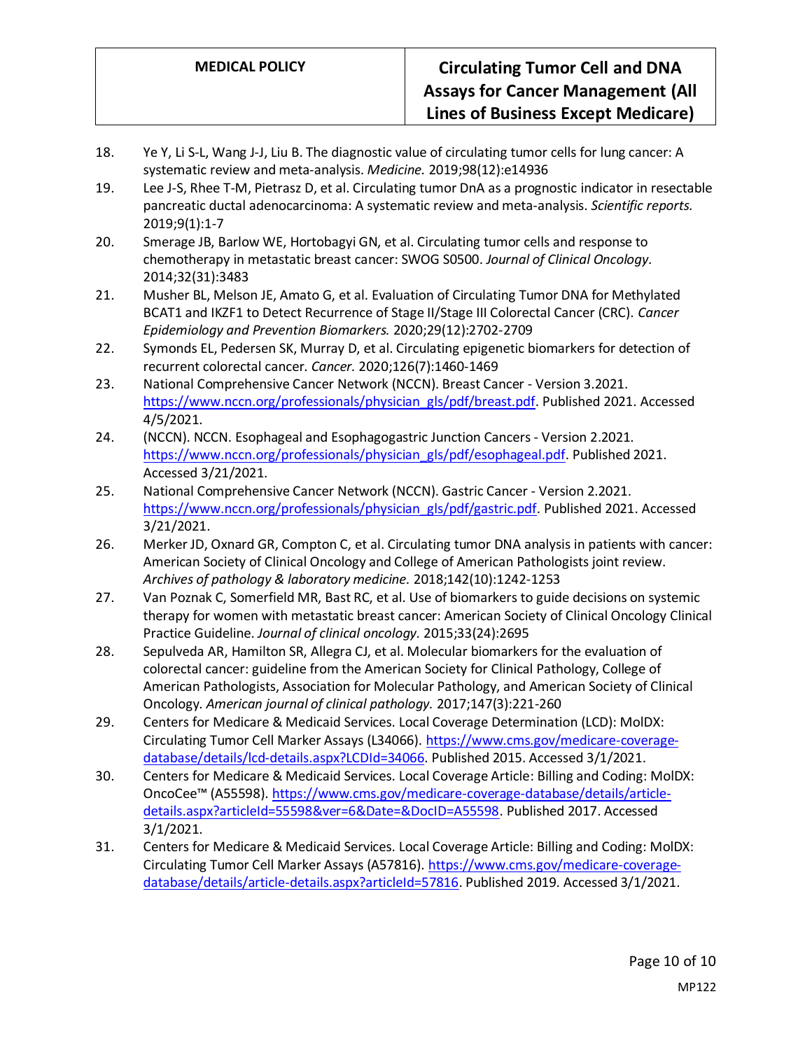18. Ye Y, Li S-L, Wang J-J, Liu B. The diagnostic value of circulating tumor cells for lung cancer: A systematic review and meta-analysis. *Medicine.* 2019;98(12):e14936
19. Lee J-S, Rhee T-M, Pietrasz D, et al. Circulating tumor DnA as a prognostic indicator in resectable pancreatic ductal adenocarcinoma: A systematic review and meta-analysis. *Scientific reports.* 2019;9(1):1-7
20. Smerage JB, Barlow WE, Hortobagyi GN, et al. Circulating tumor cells and response to chemotherapy in metastatic breast cancer: SWOG S0500. *Journal of Clinical Oncology.* 2014;32(31):3483
21. Musher BL, Melson JE, Amato G, et al. Evaluation of Circulating Tumor DNA for Methylated BCAT1 and IKZF1 to Detect Recurrence of Stage II/Stage III Colorectal Cancer (CRC). *Cancer Epidemiology and Prevention Biomarkers.* 2020;29(12):2702-2709
22. Symonds EL, Pedersen SK, Murray D, et al. Circulating epigenetic biomarkers for detection of recurrent colorectal cancer. *Cancer.* 2020;126(7):1460-1469
23. National Comprehensive Cancer Network (NCCN). Breast Cancer - Version 3.2021. https://www.nccn.org/professionals/physician_gls/pdf/breast.pdf. Published 2021. Accessed 4/5/2021.
24. (NCCN). NCCN. Esophageal and Esophagogastric Junction Cancers - Version 2.2021. https://www.nccn.org/professionals/physician_gls/pdf/esophageal.pdf. Published 2021. Accessed 3/21/2021.
25. National Comprehensive Cancer Network (NCCN). Gastric Cancer - Version 2.2021. https://www.nccn.org/professionals/physician_gls/pdf/gastric.pdf. Published 2021. Accessed 3/21/2021.
26. Merker JD, Oxnard GR, Compton C, et al. Circulating tumor DNA analysis in patients with cancer: American Society of Clinical Oncology and College of American Pathologists joint review. *Archives of pathology & laboratory medicine.* 2018;142(10):1242-1253
27. Van Poznak C, Somerfield MR, Bast RC, et al. Use of biomarkers to guide decisions on systemic therapy for women with metastatic breast cancer: American Society of Clinical Oncology Clinical Practice Guideline. *Journal of clinical oncology.* 2015;33(24):2695
28. Sepulveda AR, Hamilton SR, Allegra CJ, et al. Molecular biomarkers for the evaluation of colorectal cancer: guideline from the American Society for Clinical Pathology, College of American Pathologists, Association for Molecular Pathology, and American Society of Clinical Oncology. *American journal of clinical pathology.* 2017;147(3):221-260
29. Centers for Medicare & Medicaid Services. Local Coverage Determination (LCD): MolDX: Circulating Tumor Cell Marker Assays (L34066). https://www.cms.gov/medicare-coverage-database/details/lcd-details.aspx?LCDId=34066. Published 2015. Accessed 3/1/2021.
30. Centers for Medicare & Medicaid Services. Local Coverage Article: Billing and Coding: MolDX: OncoCee™ (A55598). https://www.cms.gov/medicare-coverage-database/details/article-details.aspx?articleId=55598&ver=6&Date=&DocID=A55598. Published 2017. Accessed 3/1/2021.
31. Centers for Medicare & Medicaid Services. Local Coverage Article: Billing and Coding: MolDX: Circulating Tumor Cell Marker Assays (A57816). https://www.cms.gov/medicare-coverage-database/details/article-details.aspx?articleId=57816. Published 2019. Accessed 3/1/2021.